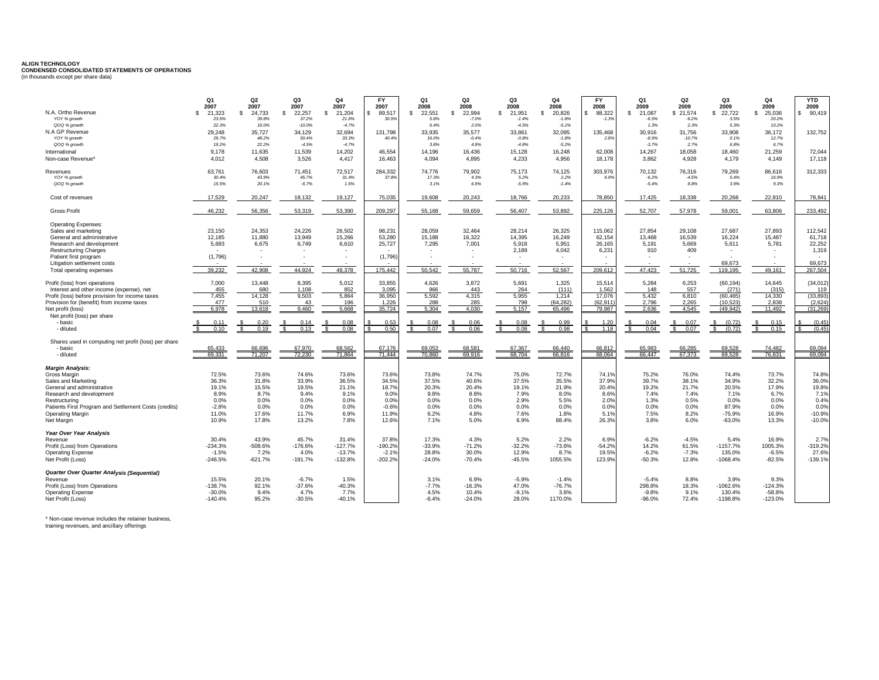**ALIGN TECHNOLOGY**
**CONDENSED CONSOLIDATED STATEMENTS OF OPERATIONS**
(in thousands except per share data)

| | Q1 2007 | Q2 2007 | Q3 2007 | Q4 2007 | FY 2007 | Q1 2008 | Q2 2008 | Q3 2008 | Q4 2008 | FY 2008 | Q1 2009 | Q2 2009 | Q3 2009 | Q4 2009 | YTD 2009 |
|---|---|---|---|---|---|---|---|---|---|---|---|---|---|---|---|
| N.A. Ortho Revenue | $ 21,323 | $ 24,733 | $ 22,257 | $ 21,204 | $ 89,517 | $ 22,551 | $ 22,994 | $ 21,951 | $ 20,826 | $ 88,322 | $ 21,087 | $ 21,574 | $ 22,722 | $ 25,036 | $ 90,419 |
| *YOY % growth* | *23.5%* | *39.8%* | *37.2%* | *21.6%* | *30.5%* | *5.8%* | *-7.0%* | *-1.4%* | *-1.8%* | *-1.3%* | *-6.5%* | *-6.2%* | *3.5%* | *20.2%* | |
| *QOQ % growth* | *22.3%* | *16.0%* | *-10.0%* | *-4.7%* | | *6.4%* | *2.0%* | *-4.5%* | *-5.1%* | | *1.3%* | *2.3%* | *5.3%* | *10.2%* | |
| N.A GP Revenue | 29,248 | 35,727 | 34,129 | 32,694 | 131,798 | 33,935 | 35,577 | 33,861 | 32,095 | 135,468 | 30,916 | 31,756 | 33,908 | 36,172 | 132,752 |
| *YOY % growth* | *29.7%* | *48.2%* | *50.4%* | *33.3%* | *40.4%* | *16.0%* | *-0.4%* | *-0.8%* | *-1.8%* | *2.8%* | *-8.9%* | *-10.7%* | *0.1%* | *12.7%* | |
| *QOQ % growth* | *19.2%* | *22.2%* | *-4.5%* | *-4.7%* | | *3.8%* | *4.8%* | *-4.8%* | *-5.2%* | | *-3.7%* | *2.7%* | *6.8%* | *6.7%* | |
| International | 9,178 | 11,635 | 11,539 | 14,202 | 46,554 | 14,196 | 16,436 | 15,128 | 16,248 | 62,008 | 14,267 | 18,058 | 18,460 | 21,259 | 72,044 |
| Non-case Revenue* | 4,012 | 4,508 | 3,526 | 4,417 | 16,463 | 4,094 | 4,895 | 4,233 | 4,956 | 18,178 | 3,862 | 4,928 | 4,179 | 4,149 | 17,118 |
| Revenues | 63,761 | 76,603 | 71,451 | 72,517 | 284,332 | 74,776 | 79,902 | 75,173 | 74,125 | 303,976 | 70,132 | 76,316 | 79,269 | 86,616 | 312,333 |
| *YOY % growth* | *30.4%* | *43.9%* | *45.7%* | *31.4%* | *37.8%* | *17.3%* | *4.3%* | *5.2%* | *2.2%* | *6.9%* | *-6.2%* | *-4.5%* | *5.4%* | *16.9%* | |
| *QOQ % growth* | *15.5%* | *20.1%* | *-6.7%* | *1.5%* | | *3.1%* | *6.9%* | *-5.9%* | *-1.4%* | | *-5.4%* | *8.8%* | *3.9%* | *9.3%* | |
| Cost of revenues | 17,529 | 20,247 | 18,132 | 19,127 | 75,035 | 19,608 | 20,243 | 18,766 | 20,233 | 78,850 | 17,425 | 18,338 | 20,268 | 22,810 | 78,841 |
| Gross Profit | 46,232 | 56,356 | 53,319 | 53,390 | 209,297 | 55,168 | 59,659 | 56,407 | 53,892 | 225,126 | 52,707 | 57,978 | 59,001 | 63,806 | 233,492 |
| Operating Expenses: | | | | | | | | | | | | | | | |
| Sales and marketing | 23,150 | 24,353 | 24,226 | 26,502 | 98,231 | 28,059 | 32,464 | 28,214 | 26,325 | 115,062 | 27,854 | 29,108 | 27,687 | 27,893 | 112,542 |
| General and administrative | 12,185 | 11,880 | 13,949 | 15,266 | 53,280 | 15,188 | 16,322 | 14,395 | 16,249 | 62,154 | 13,468 | 16,539 | 16,224 | 15,487 | 61,718 |
| Research and development | 5,693 | 6,675 | 6,749 | 6,610 | 25,727 | 7,295 | 7,001 | 5,918 | 5,951 | 26,165 | 5,191 | 5,669 | 5,611 | 5,781 | 22,252 |
| Restructuring Charges | - | - | - | - | - | - | - | 2,189 | 4,042 | 6,231 | 910 | 409 | - | - | 1,319 |
| Patient first program | (1,796) | - | - | - | (1,796) | - | - | - | - | - | - | - | - | - | - |
| Litigation settlement costs | - | - | - | - | - | - | - | - | - | - | - | - | 69,673 | - | 69,673 |
| Total operating expenses | 39,232 | 42,908 | 44,924 | 48,378 | 175,442 | 50,542 | 55,787 | 50,716 | 52,567 | 209,612 | 47,423 | 51,725 | 119,195 | 49,161 | 267,504 |
| Profit (loss) from operations | 7,000 | 13,448 | 8,395 | 5,012 | 33,855 | 4,626 | 3,872 | 5,691 | 1,325 | 15,514 | 5,284 | 6,253 | (60,194) | 14,645 | (34,012) |
| Interest and other income (expense), net | 455 | 680 | 1,108 | 852 | 3,095 | 966 | 443 | 264 | (111) | 1,562 | 148 | 557 | (271) | (315) | 119 |
| Profit (loss) before provision for income taxes | 7,455 | 14,128 | 9,503 | 5,864 | 36,950 | 5,592 | 4,315 | 5,955 | 1,214 | 17,076 | 5,432 | 6,810 | (60,465) | 14,330 | (33,893) |
| Provision for (benefit) from income taxes | 477 | 510 | 43 | 196 | 1,226 | 288 | 285 | 798 | (64,282) | (62,911) | 2,796 | 2,265 | (10,523) | 2,838 | (2,624) |
| Net profit (loss) | 6,978 | 13,618 | 9,460 | 5,668 | 35,724 | 5,304 | 4,030 | 5,157 | 65,496 | 79,987 | 2,636 | 4,545 | (49,942) | 11,492 | (31,269) |
| Net profit (loss) per share | | | | | | | | | | | | | | | |
| - basic | $ 0.11 | $ 0.20 | $ 0.14 | $ 0.08 | $ 0.53 | $ 0.08 | $ 0.06 | $ 0.08 | $ 0.99 | $ 1.20 | $ 0.04 | $ 0.07 | $ (0.72) | $ 0.15 | $ (0.45) |
| - diluted | $ 0.10 | $ 0.19 | $ 0.13 | $ 0.08 | $ 0.50 | $ 0.07 | $ 0.06 | $ 0.08 | $ 0.98 | $ 1.18 | $ 0.04 | $ 0.07 | $ (0.72) | $ 0.15 | $ (0.45) |
| Shares used in computing net profit (loss) per share | | | | | | | | | | | | | | | |
| - basic | 65,433 | 66,696 | 67,970 | 68,562 | 67,176 | 69,053 | 68,581 | 67,367 | 66,440 | 66,812 | 65,983 | 66,285 | 69,528 | 74,482 | 69,094 |
| - diluted | 69,331 | 71,207 | 72,230 | 71,864 | 71,444 | 70,860 | 69,916 | 68,704 | 66,816 | 68,064 | 66,447 | 67,373 | 69,528 | 76,831 | 69,094 |
| ***Margin Analysis:*** | | | | | | | | | | | | | | | |
| Gross Margin | 72.5% | 73.6% | 74.6% | 73.6% | 73.6% | 73.8% | 74.7% | 75.0% | 72.7% | 74.1% | 75.2% | 76.0% | 74.4% | 73.7% | 74.8% |
| Sales and Marketing | 36.3% | 31.8% | 33.9% | 36.5% | 34.5% | 37.5% | 40.6% | 37.5% | 35.5% | 37.9% | 39.7% | 38.1% | 34.9% | 32.2% | 36.0% |
| General and administrative | 19.1% | 15.5% | 19.5% | 21.1% | 18.7% | 20.3% | 20.4% | 19.1% | 21.9% | 20.4% | 19.2% | 21.7% | 20.5% | 17.9% | 19.8% |
| Research and development | 8.9% | 8.7% | 9.4% | 9.1% | 9.0% | 9.8% | 8.8% | 7.9% | 8.0% | 8.6% | 7.4% | 7.4% | 7.1% | 6.7% | 7.1% |
| Restructuring | 0.0% | 0.0% | 0.0% | 0.0% | 0.0% | 0.0% | 0.0% | 2.9% | 5.5% | 2.0% | 1.3% | 0.5% | 0.0% | 0.0% | 0.4% |
| Patients First Program and Settlement Costs (credits) | -2.8% | 0.0% | 0.0% | 0.0% | -0.6% | 0.0% | 0.0% | 0.0% | 0.0% | 0.0% | 0.0% | 0.0% | 87.9% | 0.0% | 0.0% |
| Operating Margin | 11.0% | 17.6% | 11.7% | 6.9% | 11.9% | 6.2% | 4.8% | 7.6% | 1.8% | 5.1% | 7.5% | 8.2% | -75.9% | 16.9% | -10.9% |
| Net Margin | 10.9% | 17.8% | 13.2% | 7.8% | 12.6% | 7.1% | 5.0% | 6.9% | 88.4% | 26.3% | 3.8% | 6.0% | -63.0% | 13.3% | -10.0% |
| ***Year Over Year Analysis*** | | | | | | | | | | | | | | | |
| Revenue | 30.4% | 43.9% | 45.7% | 31.4% | 37.8% | 17.3% | 4.3% | 5.2% | 2.2% | 6.9% | -6.2% | -4.5% | 5.4% | 16.9% | 2.7% |
| Profit (Loss) from Operations | -234.3% | -508.6% | -176.6% | -127.7% | -190.2% | -33.9% | -71.2% | -32.2% | -73.6% | -54.2% | 14.2% | 61.5% | -1157.7% | 1005.3% | -319.2% |
| Operating Expense | -1.5% | 7.2% | 4.0% | -13.7% | -2.1% | 28.8% | 30.0% | 12.9% | 8.7% | 19.5% | -6.2% | -7.3% | 135.0% | -6.5% | 27.6% |
| Net Profit (Loss) | -246.5% | -621.7% | -191.7% | -132.8% | -202.2% | -24.0% | -70.4% | -45.5% | 1055.5% | 123.9% | -50.3% | 12.8% | -1068.4% | -82.5% | -139.1% |
| ***Quarter Over Quarter Analysis (Sequential)*** | | | | | | | | | | | | | | | |
| Revenue | 15.5% | 20.1% | -6.7% | 1.5% | | 3.1% | 6.9% | -5.9% | -1.4% | | -5.4% | 8.8% | 3.9% | 9.3% | |
| Profit (Loss) from Operations | -138.7% | 92.1% | -37.6% | -40.3% | | -7.7% | -16.3% | 47.0% | -76.7% | | 298.8% | 18.3% | -1062.6% | -124.3% | |
| Operating Expense | -30.0% | 9.4% | 4.7% | 7.7% | | 4.5% | 10.4% | -9.1% | 3.6% | | -9.8% | 9.1% | 130.4% | -58.8% | |
| Net Profit (Loss) | -140.4% | 95.2% | -30.5% | -40.1% | | -6.4% | -24.0% | 28.0% | 1170.0% | | -96.0% | 72.4% | -1198.8% | -123.0% | |

* Non-case revenue includes the retainer business, training revenues, and ancillary offerings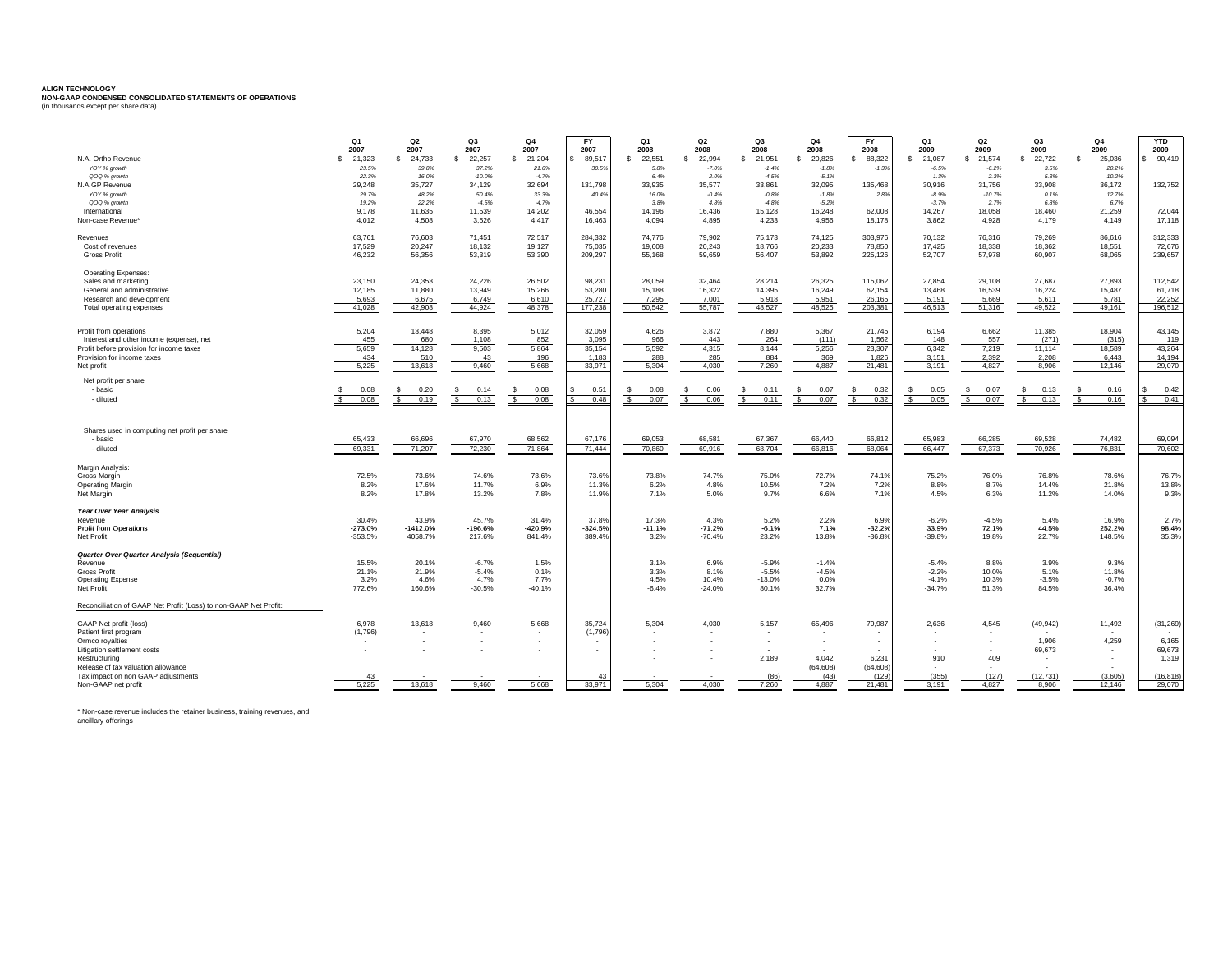**ALIGN TECHNOLOGY**
**NON-GAAP CONDENSED CONSOLIDATED STATEMENTS OF OPERATIONS**
(in thousands except per share data)

| | Q1 2007 | Q2 2007 | Q3 2007 | Q4 2007 | FY 2007 | Q1 2008 | Q2 2008 | Q3 2008 | Q4 2008 | FY 2008 | Q1 2009 | Q2 2009 | Q3 2009 | Q4 2009 | YTD 2009 |
|---|---|---|---|---|---|---|---|---|---|---|---|---|---|---|---|
| N.A. Ortho Revenue | $ 21,323 | $ 24,733 | $ 22,257 | $ 21,204 | $ 89,517 | $ 22,551 | $ 22,994 | $ 21,951 | $ 20,826 | $ 88,322 | $ 21,087 | $ 21,574 | $ 22,722 | $ 25,036 | $ 90,419 |
| *YOY % growth* | *23.5%* | *39.8%* | *37.2%* | *21.6%* | *30.5%* | *5.8%* | *-7.0%* | *-1.4%* | *-1.8%* | *-1.3%* | *-6.5%* | *-6.2%* | *3.5%* | *20.2%* | |
| *QOQ % growth* | *22.3%* | *16.0%* | *-10.0%* | *-4.7%* | | *6.4%* | *2.0%* | *-4.5%* | *-5.1%* | | *1.3%* | *2.3%* | *5.3%* | *10.2%* | |
| N.A GP Revenue | 29,248 | 35,727 | 34,129 | 32,694 | 131,798 | 33,935 | 35,577 | 33,861 | 32,095 | 135,468 | 30,916 | 31,756 | 33,908 | 36,172 | 132,752 |
| *YOY % growth* | *29.7%* | *48.2%* | *50.4%* | *33.3%* | *40.4%* | *16.0%* | *-0.4%* | *-0.8%* | *-1.8%* | *2.8%* | *-8.9%* | *-10.7%* | *0.1%* | *12.7%* | |
| *QOQ % growth* | *19.2%* | *22.2%* | *-4.5%* | *-4.7%* | | *3.8%* | *4.8%* | *-4.8%* | *-5.2%* | | *-3.7%* | *2.7%* | *6.8%* | *6.7%* | |
| International | 9,178 | 11,635 | 11,539 | 14,202 | 46,554 | 14,196 | 16,436 | 15,128 | 16,248 | 62,008 | 14,267 | 18,058 | 18,460 | 21,259 | 72,044 |
| Non-case Revenue* | 4,012 | 4,508 | 3,526 | 4,417 | 16,463 | 4,094 | 4,895 | 4,233 | 4,956 | 18,178 | 3,862 | 4,928 | 4,179 | 4,149 | 17,118 |
| Revenues | 63,761 | 76,603 | 71,451 | 72,517 | 284,332 | 74,776 | 79,902 | 75,173 | 74,125 | 303,976 | 70,132 | 76,316 | 79,269 | 86,616 | 312,333 |
| Cost of revenues | 17,529 | 20,247 | 18,132 | 19,127 | 75,035 | 19,608 | 20,243 | 18,766 | 20,233 | 78,850 | 17,425 | 18,338 | 18,362 | 18,551 | 72,676 |
| Gross Profit | 46,232 | 56,356 | 53,319 | 53,390 | 209,297 | 55,168 | 59,659 | 56,407 | 53,892 | 225,126 | 52,707 | 57,978 | 60,907 | 68,065 | 239,657 |
| Operating Expenses: | | | | | | | | | | | | | | | |
| Sales and marketing | 23,150 | 24,353 | 24,226 | 26,502 | 98,231 | 28,059 | 32,464 | 28,214 | 26,325 | 115,062 | 27,854 | 29,108 | 27,687 | 27,893 | 112,542 |
| General and administrative | 12,185 | 11,880 | 13,949 | 15,266 | 53,280 | 15,188 | 16,322 | 14,395 | 16,249 | 62,154 | 13,468 | 16,539 | 16,224 | 15,487 | 61,718 |
| Research and development | 5,693 | 6,675 | 6,749 | 6,610 | 25,727 | 7,295 | 7,001 | 5,918 | 5,951 | 26,165 | 5,191 | 5,669 | 5,611 | 5,781 | 22,252 |
| Total operating expenses | 41,028 | 42,908 | 44,924 | 48,378 | 177,238 | 50,542 | 55,787 | 48,527 | 48,525 | 203,381 | 46,513 | 51,316 | 49,522 | 49,161 | 196,512 |
| Profit from operations | 5,204 | 13,448 | 8,395 | 5,012 | 32,059 | 4,626 | 3,872 | 7,880 | 5,367 | 21,745 | 6,194 | 6,662 | 11,385 | 18,904 | 43,145 |
| Interest and other income (expense), net | 455 | 680 | 1,108 | 852 | 3,095 | 966 | 443 | 264 | (111) | 1,562 | 148 | 557 | (271) | (315) | 119 |
| Profit before provision for income taxes | 5,659 | 14,128 | 9,503 | 5,864 | 35,154 | 5,592 | 4,315 | 8,144 | 5,256 | 23,307 | 6,342 | 7,219 | 11,114 | 18,589 | 43,264 |
| Provision for income taxes | 434 | 510 | 43 | 196 | 1,183 | 288 | 285 | 884 | 369 | 1,826 | 3,151 | 2,392 | 2,208 | 6,443 | 14,194 |
| Net profit | 5,225 | 13,618 | 9,460 | 5,668 | 33,971 | 5,304 | 4,030 | 7,260 | 4,887 | 21,481 | 3,191 | 4,827 | 8,906 | 12,146 | 29,070 |
| Net profit per share | | | | | | | | | | | | | | | |
| - basic | $ 0.08 | $ 0.20 | $ 0.14 | $ 0.08 | $ 0.51 | $ 0.08 | $ 0.06 | $ 0.11 | $ 0.07 | $ 0.32 | $ 0.05 | $ 0.07 | $ 0.13 | $ 0.16 | $ 0.42 |
| - diluted | $ 0.08 | $ 0.19 | $ 0.13 | $ 0.08 | $ 0.48 | $ 0.07 | $ 0.06 | $ 0.11 | $ 0.07 | $ 0.32 | $ 0.05 | $ 0.07 | $ 0.13 | $ 0.16 | $ 0.41 |
| Shares used in computing net profit per share | | | | | | | | | | | | | | | |
| - basic | 65,433 | 66,696 | 67,970 | 68,562 | 67,176 | 69,053 | 68,581 | 67,367 | 66,440 | 66,812 | 65,983 | 66,285 | 69,528 | 74,482 | 69,094 |
| - diluted | 69,331 | 71,207 | 72,230 | 71,864 | 71,444 | 70,860 | 69,916 | 68,704 | 66,816 | 68,064 | 66,447 | 67,373 | 70,926 | 76,831 | 70,602 |
| Margin Analysis: | | | | | | | | | | | | | | | |
| Gross Margin | 72.5% | 73.6% | 74.6% | 73.6% | 73.6% | 73.8% | 74.7% | 75.0% | 72.7% | 74.1% | 75.2% | 76.0% | 76.8% | 78.6% | 76.7% |
| Operating Margin | 8.2% | 17.6% | 11.7% | 6.9% | 11.3% | 6.2% | 4.8% | 10.5% | 7.2% | 7.2% | 8.8% | 8.7% | 14.4% | 21.8% | 13.8% |
| Net Margin | 8.2% | 17.8% | 13.2% | 7.8% | 11.9% | 7.1% | 5.0% | 9.7% | 6.6% | 7.1% | 4.5% | 6.3% | 11.2% | 14.0% | 9.3% |
| ***Year Over Year Analysis*** | | | | | | | | | | | | | | | |
| Revenue | 30.4% | 43.9% | 45.7% | 31.4% | 37.8% | 17.3% | 4.3% | 5.2% | 2.2% | 6.9% | -6.2% | -4.5% | 5.4% | 16.9% | 2.7% |
| Profit from Operations | -273.0% | -1412.0% | -196.6% | -420.9% | -324.5% | -11.1% | -71.2% | -6.1% | 7.1% | -32.2% | 33.9% | 72.1% | 44.5% | 252.2% | 98.4% |
| Net Profit | -353.5% | 4058.7% | 217.6% | 841.4% | 389.4% | 3.2% | -70.4% | 23.2% | 13.8% | -36.8% | -39.8% | 19.8% | 22.7% | 148.5% | 35.3% |
| ***Quarter Over Quarter Analysis (Sequential)*** | | | | | | | | | | | | | | | |
| Revenue | 15.5% | 20.1% | -6.7% | 1.5% | | 3.1% | 6.9% | -5.9% | -1.4% | | -5.4% | 8.8% | 3.9% | 9.3% | |
| Gross Profit | 21.1% | 21.9% | -5.4% | 0.1% | | 3.3% | 8.1% | -5.5% | -4.5% | | -2.2% | 10.0% | 5.1% | 11.8% | |
| Operating Expense | 3.2% | 4.6% | 4.7% | 7.7% | | 4.5% | 10.4% | -13.0% | 0.0% | | -4.1% | 10.3% | -3.5% | -0.7% | |
| Net Profit | 772.6% | 160.6% | -30.5% | -40.1% | | -6.4% | -24.0% | 80.1% | 32.7% | | -34.7% | 51.3% | 84.5% | 36.4% | |
| Reconciliation of GAAP Net Profit (Loss) to non-GAAP Net Profit: | | | | | | | | | | | | | | | |
| GAAP Net profit (loss) | 6,978 | 13,618 | 9,460 | 5,668 | 35,724 | 5,304 | 4,030 | 5,157 | 65,496 | 79,987 | 2,636 | 4,545 | (49,942) | 11,492 | (31,269) |
| Patient first program | (1,796) | - | - | - | (1,796) | - | - | - | - | - | - | - | - | - | - |
| Ormco royalties | - | - | - | - | - | - | - | - | - | - | - | - | 1,906 | 4,259 | 6,165 |
| Litigation settlement costs | - | - | - | - | - | - | - | - | - | - | - | - | 69,673 | - | 69,673 |
| Restructuring | | | | | | - | - | 2,189 | 4,042 | 6,231 | 910 | 409 | - | - | 1,319 |
| Release of tax valuation allowance | | | | | | | | - | (64,608) | (64,608) | - | - | - | - | - |
| Tax impact on non GAAP adjustments | 43 | - | - | - | 43 | - | - | (86) | (43) | (129) | (355) | (127) | (12,731) | (3,605) | (16,818) |
| Non-GAAP net profit | 5,225 | 13,618 | 9,460 | 5,668 | 33,971 | 5,304 | 4,030 | 7,260 | 4,887 | 21,481 | 3,191 | 4,827 | 8,906 | 12,146 | 29,070 |

\* Non-case revenue includes the retainer business, training revenues, and ancillary offerings